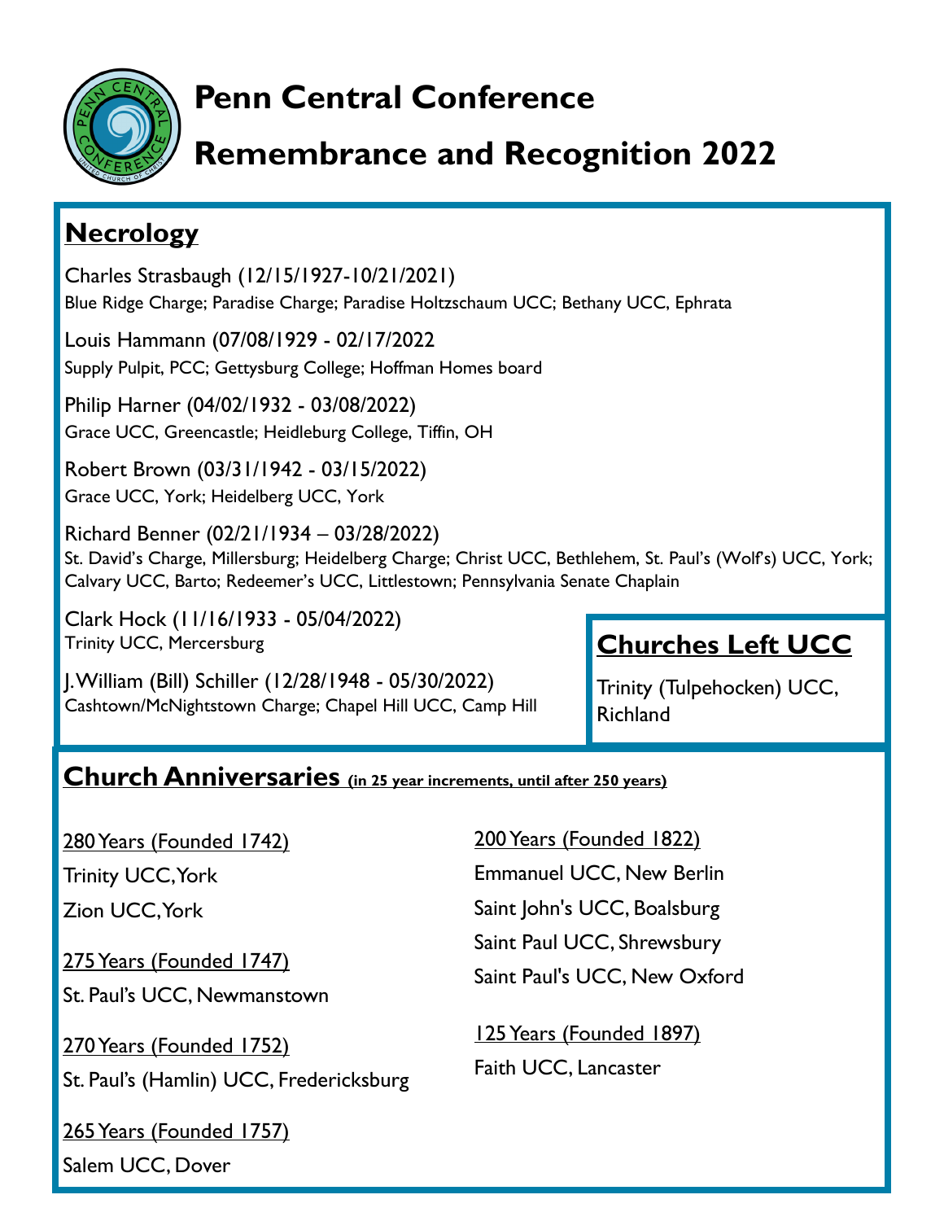# Penn Central Conference

# Remembrance and Recognition 2022

## Necrology

Charles Strasbaugh (12/15/1927-10/21/2021)
Blue Ridge Charge; Paradise Charge; Paradise Holtzschaum UCC; Bethany UCC, Ephrata

Louis Hammann (07/08/1929 - 02/17/2022
Supply Pulpit, PCC; Gettysburg College; Hoffman Homes board

Philip Harner (04/02/1932 - 03/08/2022)
Grace UCC, Greencastle; Heidleburg College, Tiffin, OH

Robert Brown (03/31/1942 - 03/15/2022)
Grace UCC, York; Heidelberg UCC, York

Richard Benner (02/21/1934 – 03/28/2022)
St. David's Charge, Millersburg; Heidelberg Charge; Christ UCC, Bethlehem, St. Paul's (Wolf's) UCC, York; Calvary UCC, Barto; Redeemer's UCC, Littlestown; Pennsylvania Senate Chaplain

Clark Hock (11/16/1933 - 05/04/2022)
Trinity UCC, Mercersburg

J. William (Bill) Schiller (12/28/1948 - 05/30/2022)
Cashtown/McNightstown Charge; Chapel Hill UCC, Camp Hill

## Churches Left UCC

Trinity (Tulpehocken) UCC, Richland

## Church Anniversaries (in 25 year increments, until after 250 years)

280 Years (Founded 1742)
Trinity UCC, York
Zion UCC, York

275 Years (Founded 1747)
St. Paul's UCC, Newmanstown

270 Years (Founded 1752)
St. Paul's (Hamlin) UCC, Fredericksburg

265 Years (Founded 1757)
Salem UCC, Dover

200 Years (Founded 1822)
Emmanuel UCC, New Berlin
Saint John's UCC, Boalsburg
Saint Paul UCC, Shrewsbury
Saint Paul's UCC, New Oxford

125 Years (Founded 1897)
Faith UCC, Lancaster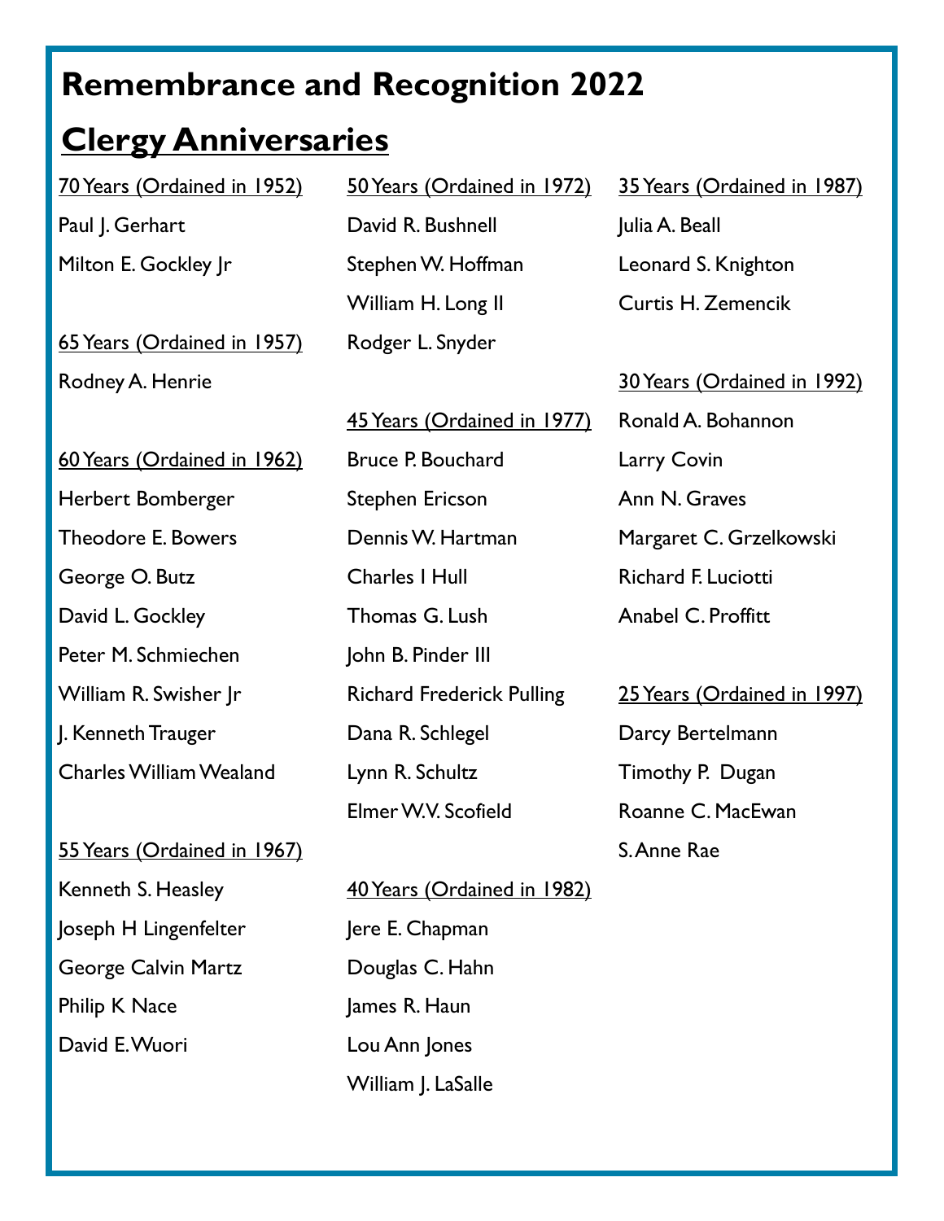# Remembrance and Recognition 2022

## Clergy Anniversaries

### 70 Years (Ordained in 1952)

Paul J. Gerhart

Milton E. Gockley Jr

### 65 Years (Ordained in 1957)

Rodney A. Henrie

### 60 Years (Ordained in 1962)

Herbert Bomberger

Theodore E. Bowers

George O. Butz

David L. Gockley

Peter M. Schmiechen

William R. Swisher Jr

J. Kenneth Trauger

Charles William Wealand

### 55 Years (Ordained in 1967)

Kenneth S. Heasley

Joseph H Lingenfelter

George Calvin Martz

Philip K Nace

David E. Wuori

### 50 Years (Ordained in 1972)

David R. Bushnell

Stephen W. Hoffman

William H. Long II

Rodger L. Snyder

### 45 Years (Ordained in 1977)

Bruce P. Bouchard

Stephen Ericson

Dennis W. Hartman

Charles I Hull

Thomas G. Lush

John B. Pinder III

Richard Frederick Pulling

Dana R. Schlegel

Lynn R. Schultz

Elmer W.V. Scofield

### 40 Years (Ordained in 1982)

Jere E. Chapman

Douglas C. Hahn

James R. Haun

Lou Ann Jones

William J. LaSalle

### 35 Years (Ordained in 1987)

Julia A. Beall

Leonard S. Knighton

Curtis H. Zemencik

### 30 Years (Ordained in 1992)

Ronald A. Bohannon

Larry Covin

Ann N. Graves

Margaret C. Grzelkowski

Richard F. Luciotti

Anabel C. Proffitt

### 25 Years (Ordained in 1997)

Darcy Bertelmann

Timothy P. Dugan

Roanne C. MacEwan

S. Anne Rae